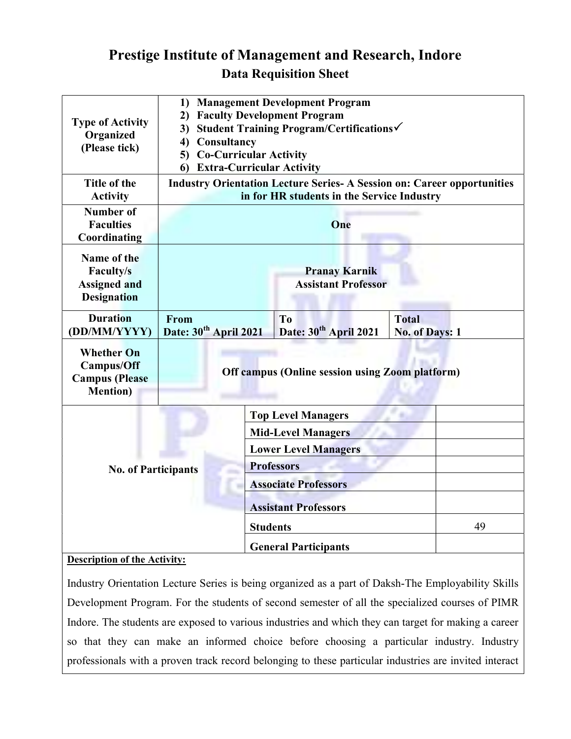# Prestige Institute of Management and Research, Indore

## Data Requisition Sheet

| Type of Activity Organized (Please tick) | 1) Management Development Program<br>2) Faculty Development Program<br>3) Student Training Program/Certifications✓<br>4) Consultancy<br>5) Co-Curricular Activity<br>6) Extra-Curricular Activity | | |
|---|---|---|---|
| **Title of the Activity** | **Industry Orientation Lecture Series- A Session on: Career opportunities in for HR students in the Service Industry** | | |
| **Number of Faculties Coordinating** | **One** | | |
| **Name of the Faculty/s Assigned and Designation** | **Pranay Karnik**<br>**Assistant Professor** | | |
| **Duration (DD/MM/YYYY)** | **From**<br>**Date: 30th April 2021** | **To**<br>**Date: 30th April 2021** | **Total**<br>**No. of Days: 1** |
| **Whether On Campus/Off Campus (Please Mention)** | **Off campus (Online session using Zoom platform)** | | |

| No. of Participants | | |
|---|---|---|
| | **Top Level Managers** | |
| | **Mid-Level Managers** | |
| | **Lower Level Managers** | |
| | **Professors** | |
| | **Associate Professors** | |
| | **Assistant Professors** | |
| | **Students** | 49 |
| | **General Participants** | |

**Description of the Activity:**

Industry Orientation Lecture Series is being organized as a part of Daksh-The Employability Skills Development Program. For the students of second semester of all the specialized courses of PIMR Indore. The students are exposed to various industries and which they can target for making a career so that they can make an informed choice before choosing a particular industry. Industry professionals with a proven track record belonging to these particular industries are invited interact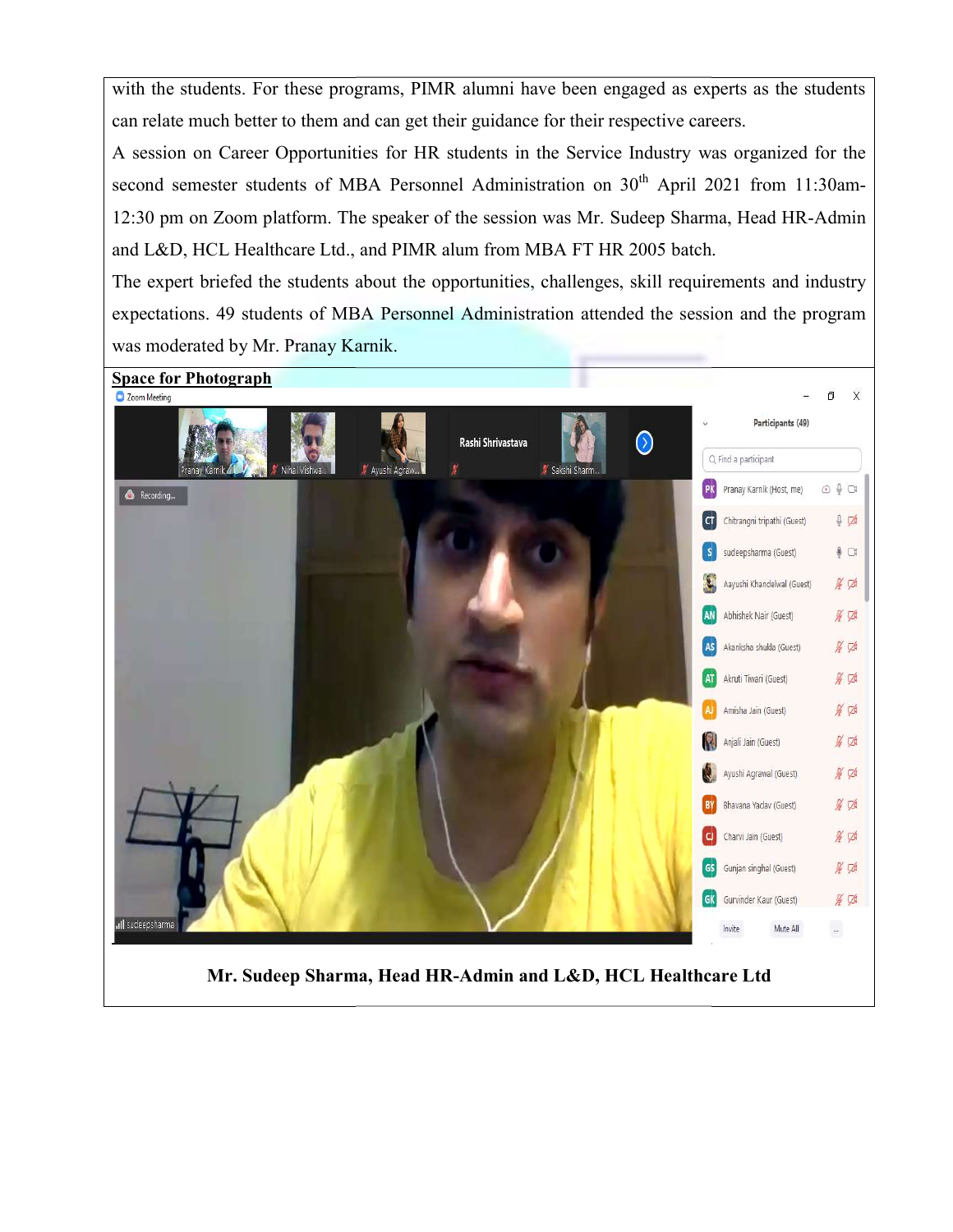with the students. For these programs, PIMR alumni have been engaged as experts as the students can relate much better to them and can get their guidance for their respective careers.

A session on Career Opportunities for HR students in the Service Industry was organized for the second semester students of MBA Personnel Administration on 30th April 2021 from 11:30am-12:30 pm on Zoom platform. The speaker of the session was Mr. Sudeep Sharma, Head HR-Admin and L&D, HCL Healthcare Ltd., and PIMR alum from MBA FT HR 2005 batch.

The expert briefed the students about the opportunities, challenges, skill requirements and industry expectations. 49 students of MBA Personnel Administration attended the session and the program was moderated by Mr. Pranay Karnik.

**Space for Photograph**

**Mr. Sudeep Sharma, Head HR-Admin and L&D, HCL Healthcare Ltd**